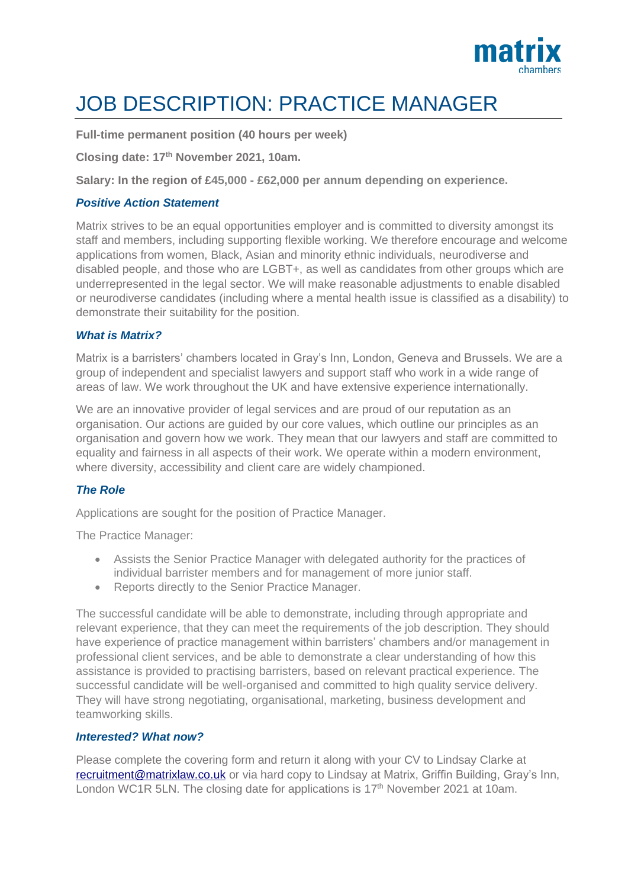# JOB DESCRIPTION: PRACTICE MANAGER

**Full-time permanent position (40 hours per week)**

**Closing date: 17th November 2021, 10am.**

**Salary: In the region of £45,000 - £62,000 per annum depending on experience.**

### *Positive Action Statement*

Matrix strives to be an equal opportunities employer and is committed to diversity amongst its staff and members, including supporting flexible working. We therefore encourage and welcome applications from women, Black, Asian and minority ethnic individuals, neurodiverse and disabled people, and those who are LGBT+, as well as candidates from other groups which are underrepresented in the legal sector. We will make reasonable adjustments to enable disabled or neurodiverse candidates (including where a mental health issue is classified as a disability) to demonstrate their suitability for the position.

### *What is Matrix?*

Matrix is a barristers' chambers located in Gray's Inn, London, Geneva and Brussels. We are a group of independent and specialist lawyers and support staff who work in a wide range of areas of law. We work throughout the UK and have extensive experience internationally.

We are an innovative provider of legal services and are proud of our reputation as an organisation. Our actions are guided by our core values, which outline our principles as an organisation and govern how we work. They mean that our lawyers and staff are committed to equality and fairness in all aspects of their work. We operate within a modern environment, where diversity, accessibility and client care are widely championed.

### *The Role*

Applications are sought for the position of Practice Manager.

The Practice Manager:

- Assists the Senior Practice Manager with delegated authority for the practices of individual barrister members and for management of more junior staff.
- Reports directly to the Senior Practice Manager.

The successful candidate will be able to demonstrate, including through appropriate and relevant experience, that they can meet the requirements of the job description. They should have experience of practice management within barristers' chambers and/or management in professional client services, and be able to demonstrate a clear understanding of how this assistance is provided to practising barristers, based on relevant practical experience. The successful candidate will be well-organised and committed to high quality service delivery. They will have strong negotiating, organisational, marketing, business development and teamworking skills.

### *Interested? What now?*

Please complete the covering form and return it along with your CV to Lindsay Clarke at recruitment@matrixlaw.co.uk or via hard copy to Lindsay at Matrix, Griffin Building, Gray's Inn, London WC1R 5LN. The closing date for applications is 17th November 2021 at 10am.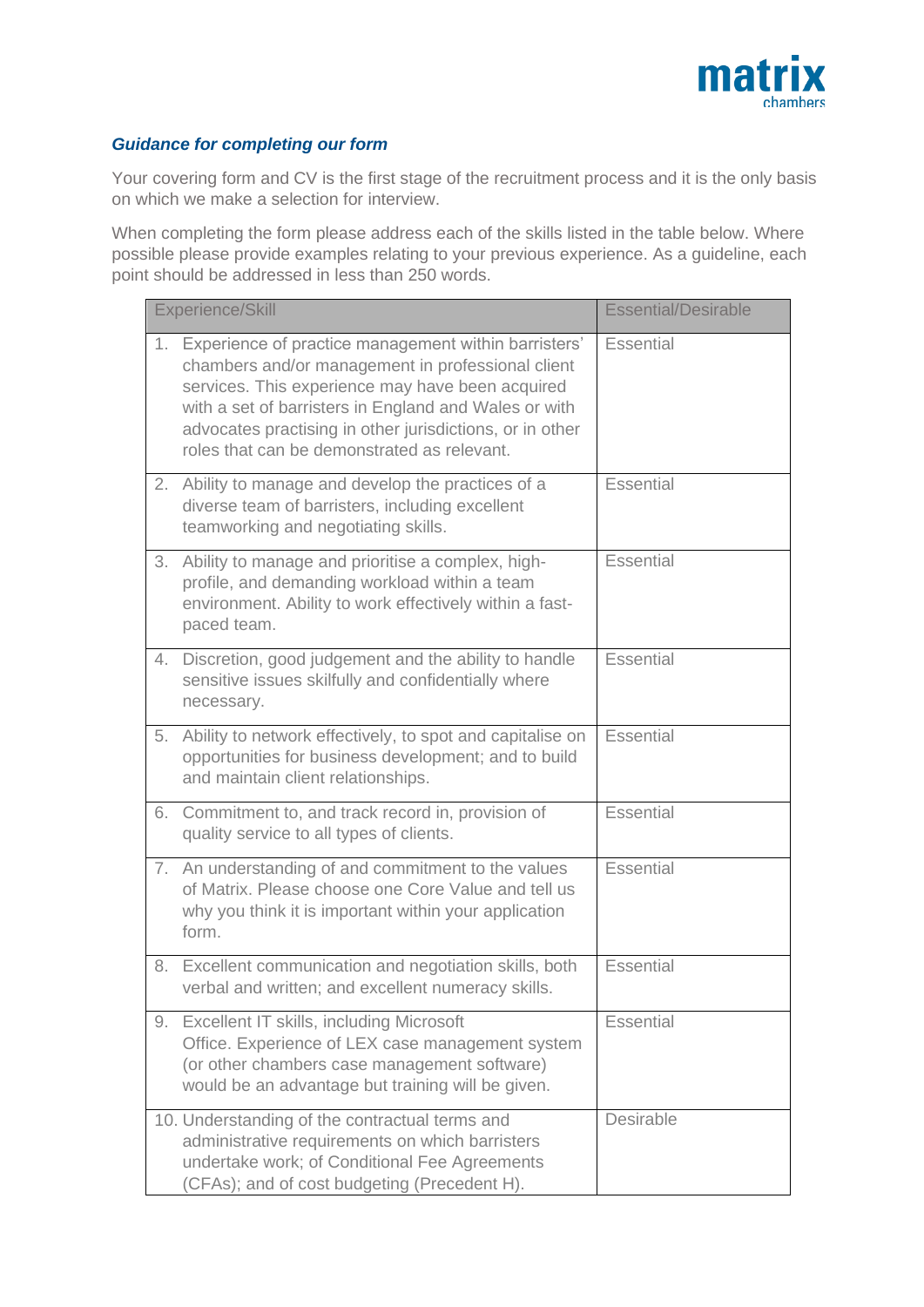### *Guidance for completing our form*

Your covering form and CV is the first stage of the recruitment process and it is the only basis on which we make a selection for interview.

When completing the form please address each of the skills listed in the table below. Where possible please provide examples relating to your previous experience. As a guideline, each point should be addressed in less than 250 words.

| Experience/Skill | Essential/Desirable |
| --- | --- |
| 1. Experience of practice management within barristers' chambers and/or management in professional client services. This experience may have been acquired with a set of barristers in England and Wales or with advocates practising in other jurisdictions, or in other roles that can be demonstrated as relevant. | Essential |
| 2. Ability to manage and develop the practices of a diverse team of barristers, including excellent teamworking and negotiating skills. | Essential |
| 3. Ability to manage and prioritise a complex, high-profile, and demanding workload within a team environment. Ability to work effectively within a fast-paced team. | Essential |
| 4. Discretion, good judgement and the ability to handle sensitive issues skilfully and confidentially where necessary. | Essential |
| 5. Ability to network effectively, to spot and capitalise on opportunities for business development; and to build and maintain client relationships. | Essential |
| 6. Commitment to, and track record in, provision of quality service to all types of clients. | Essential |
| 7. An understanding of and commitment to the values of Matrix. Please choose one Core Value and tell us why you think it is important within your application form. | Essential |
| 8. Excellent communication and negotiation skills, both verbal and written; and excellent numeracy skills. | Essential |
| 9. Excellent IT skills, including Microsoft Office. Experience of LEX case management system (or other chambers case management software) would be an advantage but training will be given. | Essential |
| 10. Understanding of the contractual terms and administrative requirements on which barristers undertake work; of Conditional Fee Agreements (CFAs); and of cost budgeting (Precedent H). | Desirable |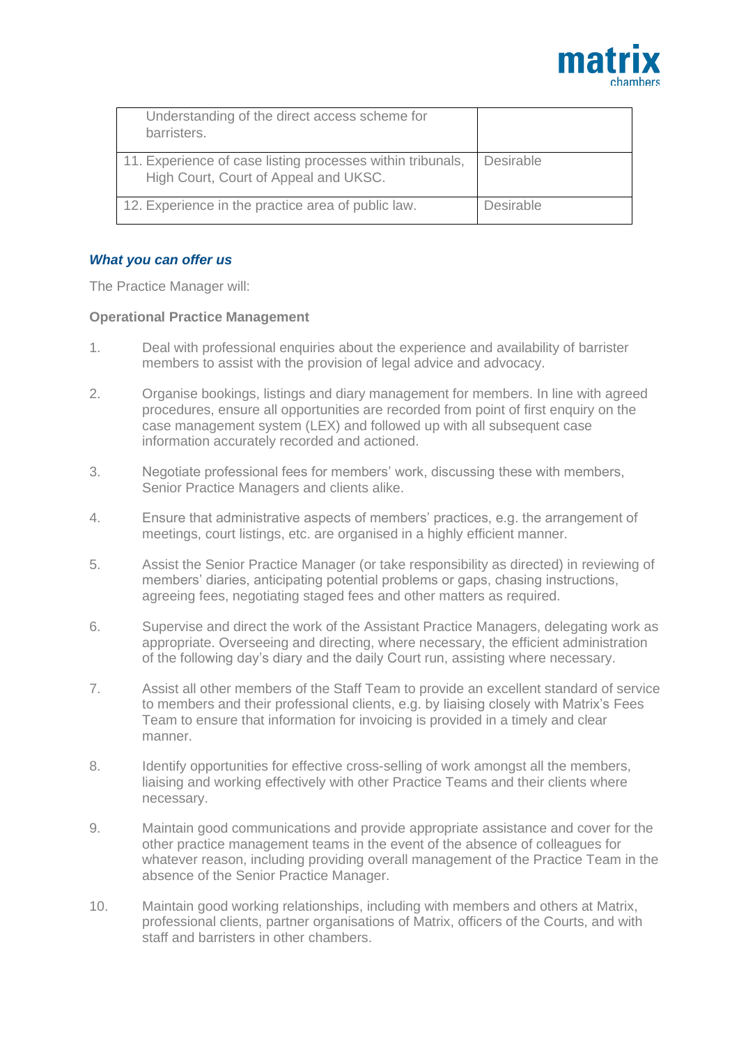| | |
|---|---|
| Understanding of the direct access scheme for barristers. | |
| 11. Experience of case listing processes within tribunals, High Court, Court of Appeal and UKSC. | Desirable |
| 12. Experience in the practice area of public law. | Desirable |

### ***What you can offer us***

The Practice Manager will:

**Operational Practice Management**

1. Deal with professional enquiries about the experience and availability of barrister members to assist with the provision of legal advice and advocacy.

2. Organise bookings, listings and diary management for members. In line with agreed procedures, ensure all opportunities are recorded from point of first enquiry on the case management system (LEX) and followed up with all subsequent case information accurately recorded and actioned.

3. Negotiate professional fees for members' work, discussing these with members, Senior Practice Managers and clients alike.

4. Ensure that administrative aspects of members' practices, e.g. the arrangement of meetings, court listings, etc. are organised in a highly efficient manner.

5. Assist the Senior Practice Manager (or take responsibility as directed) in reviewing of members' diaries, anticipating potential problems or gaps, chasing instructions, agreeing fees, negotiating staged fees and other matters as required.

6. Supervise and direct the work of the Assistant Practice Managers, delegating work as appropriate. Overseeing and directing, where necessary, the efficient administration of the following day's diary and the daily Court run, assisting where necessary.

7. Assist all other members of the Staff Team to provide an excellent standard of service to members and their professional clients, e.g. by liaising closely with Matrix's Fees Team to ensure that information for invoicing is provided in a timely and clear manner.

8. Identify opportunities for effective cross-selling of work amongst all the members, liaising and working effectively with other Practice Teams and their clients where necessary.

9. Maintain good communications and provide appropriate assistance and cover for the other practice management teams in the event of the absence of colleagues for whatever reason, including providing overall management of the Practice Team in the absence of the Senior Practice Manager.

10. Maintain good working relationships, including with members and others at Matrix, professional clients, partner organisations of Matrix, officers of the Courts, and with staff and barristers in other chambers.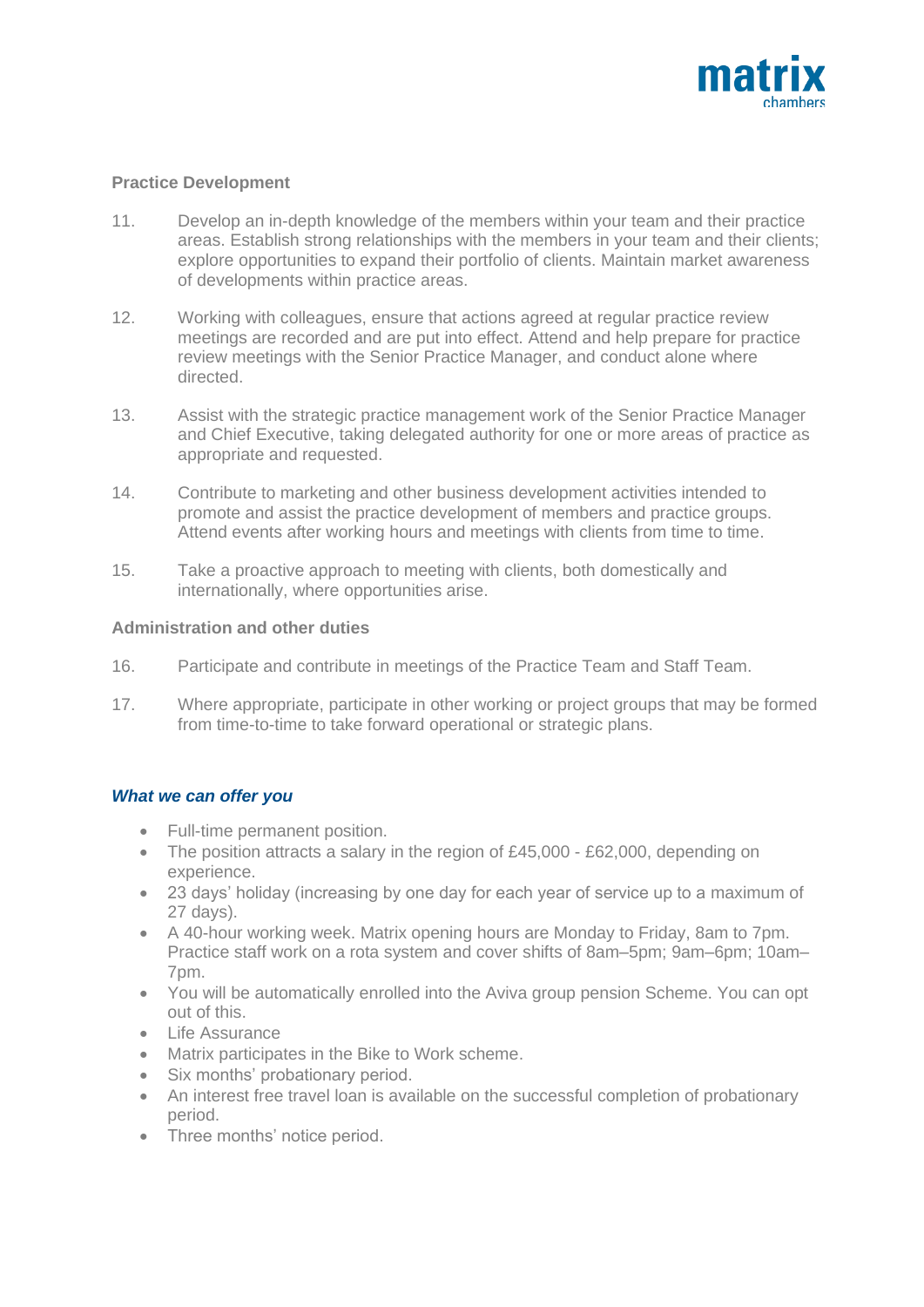**Practice Development**

11. Develop an in-depth knowledge of the members within your team and their practice areas. Establish strong relationships with the members in your team and their clients; explore opportunities to expand their portfolio of clients. Maintain market awareness of developments within practice areas.

12. Working with colleagues, ensure that actions agreed at regular practice review meetings are recorded and are put into effect. Attend and help prepare for practice review meetings with the Senior Practice Manager, and conduct alone where directed.

13. Assist with the strategic practice management work of the Senior Practice Manager and Chief Executive, taking delegated authority for one or more areas of practice as appropriate and requested.

14. Contribute to marketing and other business development activities intended to promote and assist the practice development of members and practice groups. Attend events after working hours and meetings with clients from time to time.

15. Take a proactive approach to meeting with clients, both domestically and internationally, where opportunities arise.

**Administration and other duties**

16. Participate and contribute in meetings of the Practice Team and Staff Team.

17. Where appropriate, participate in other working or project groups that may be formed from time-to-time to take forward operational or strategic plans.

***What we can offer you***

- Full-time permanent position.
- The position attracts a salary in the region of £45,000 - £62,000, depending on experience.
- 23 days' holiday (increasing by one day for each year of service up to a maximum of 27 days).
- A 40-hour working week. Matrix opening hours are Monday to Friday, 8am to 7pm. Practice staff work on a rota system and cover shifts of 8am–5pm; 9am–6pm; 10am–7pm.
- You will be automatically enrolled into the Aviva group pension Scheme. You can opt out of this.
- Life Assurance
- Matrix participates in the Bike to Work scheme.
- Six months' probationary period.
- An interest free travel loan is available on the successful completion of probationary period.
- Three months' notice period.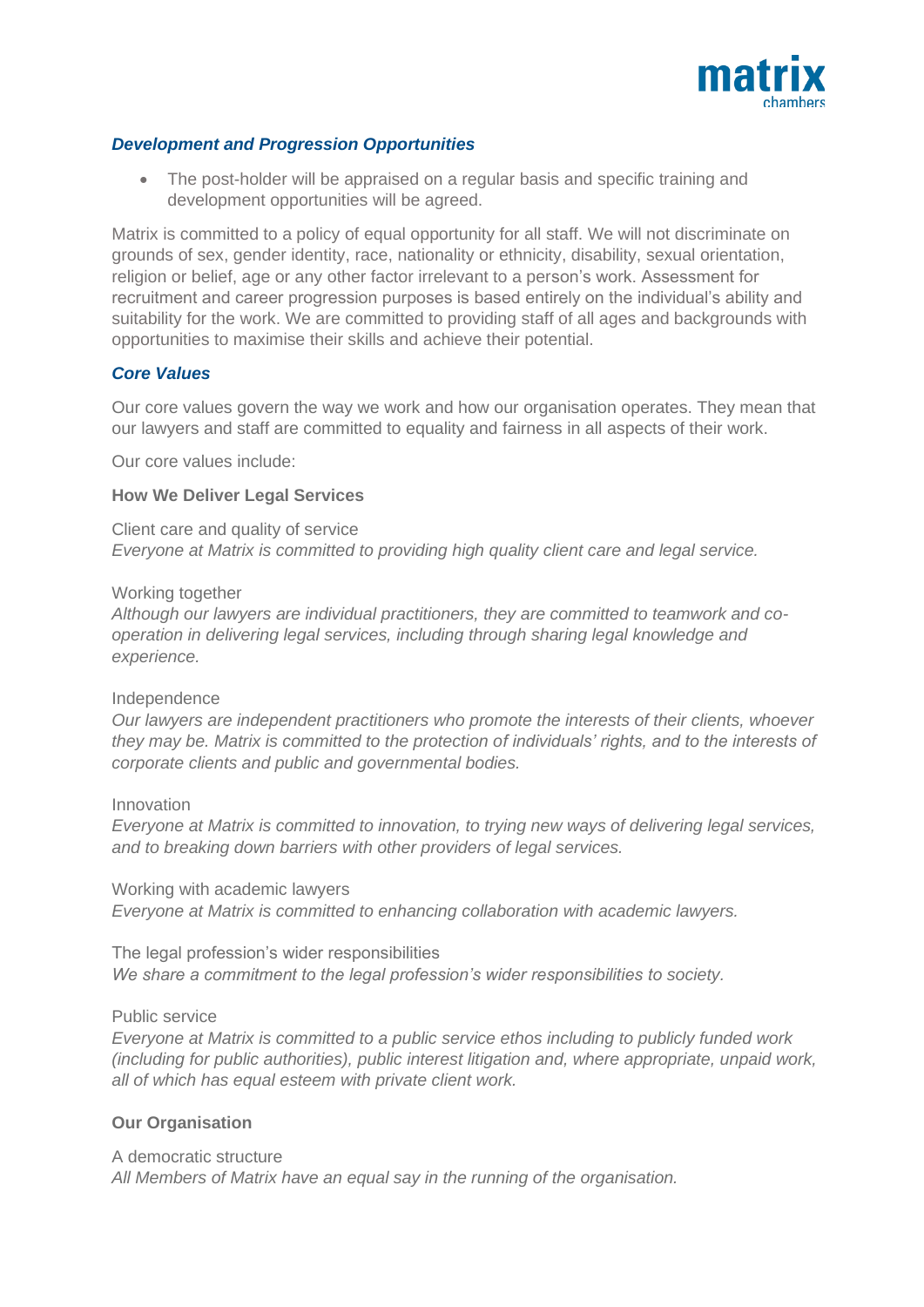### ***Development and Progression Opportunities***

- The post-holder will be appraised on a regular basis and specific training and development opportunities will be agreed.

Matrix is committed to a policy of equal opportunity for all staff. We will not discriminate on grounds of sex, gender identity, race, nationality or ethnicity, disability, sexual orientation, religion or belief, age or any other factor irrelevant to a person's work. Assessment for recruitment and career progression purposes is based entirely on the individual's ability and suitability for the work. We are committed to providing staff of all ages and backgrounds with opportunities to maximise their skills and achieve their potential.

### ***Core Values***

Our core values govern the way we work and how our organisation operates. They mean that our lawyers and staff are committed to equality and fairness in all aspects of their work.

Our core values include:

**How We Deliver Legal Services**

Client care and quality of service
*Everyone at Matrix is committed to providing high quality client care and legal service.*

Working together
*Although our lawyers are individual practitioners, they are committed to teamwork and co-operation in delivering legal services, including through sharing legal knowledge and experience.*

Independence
*Our lawyers are independent practitioners who promote the interests of their clients, whoever they may be. Matrix is committed to the protection of individuals' rights, and to the interests of corporate clients and public and governmental bodies.*

Innovation
*Everyone at Matrix is committed to innovation, to trying new ways of delivering legal services, and to breaking down barriers with other providers of legal services.*

Working with academic lawyers
*Everyone at Matrix is committed to enhancing collaboration with academic lawyers.*

The legal profession's wider responsibilities
*We share a commitment to the legal profession's wider responsibilities to society.*

Public service
*Everyone at Matrix is committed to a public service ethos including to publicly funded work (including for public authorities), public interest litigation and, where appropriate, unpaid work, all of which has equal esteem with private client work.*

**Our Organisation**

A democratic structure
*All Members of Matrix have an equal say in the running of the organisation.*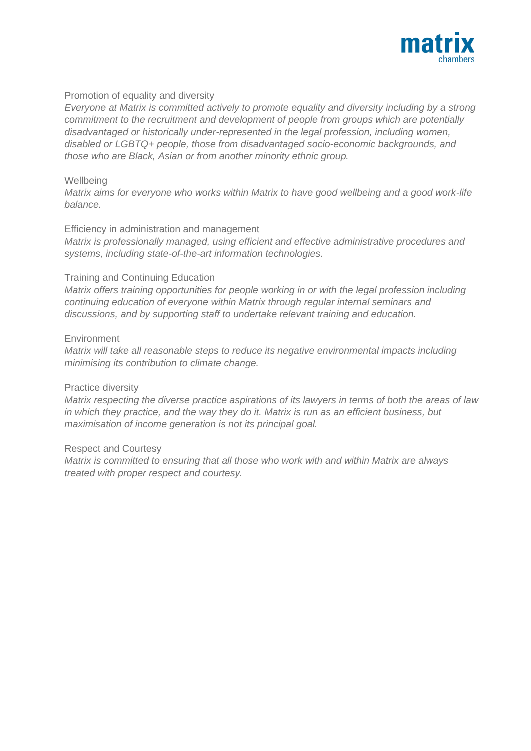Promotion of equality and diversity

*Everyone at Matrix is committed actively to promote equality and diversity including by a strong commitment to the recruitment and development of people from groups which are potentially disadvantaged or historically under-represented in the legal profession, including women, disabled or LGBTQ+ people, those from disadvantaged socio-economic backgrounds, and those who are Black, Asian or from another minority ethnic group.*

Wellbeing

*Matrix aims for everyone who works within Matrix to have good wellbeing and a good work-life balance.*

Efficiency in administration and management

*Matrix is professionally managed, using efficient and effective administrative procedures and systems, including state-of-the-art information technologies.*

Training and Continuing Education

*Matrix offers training opportunities for people working in or with the legal profession including continuing education of everyone within Matrix through regular internal seminars and discussions, and by supporting staff to undertake relevant training and education.*

Environment

*Matrix will take all reasonable steps to reduce its negative environmental impacts including minimising its contribution to climate change.*

Practice diversity

*Matrix respecting the diverse practice aspirations of its lawyers in terms of both the areas of law in which they practice, and the way they do it. Matrix is run as an efficient business, but maximisation of income generation is not its principal goal.*

Respect and Courtesy

*Matrix is committed to ensuring that all those who work with and within Matrix are always treated with proper respect and courtesy.*